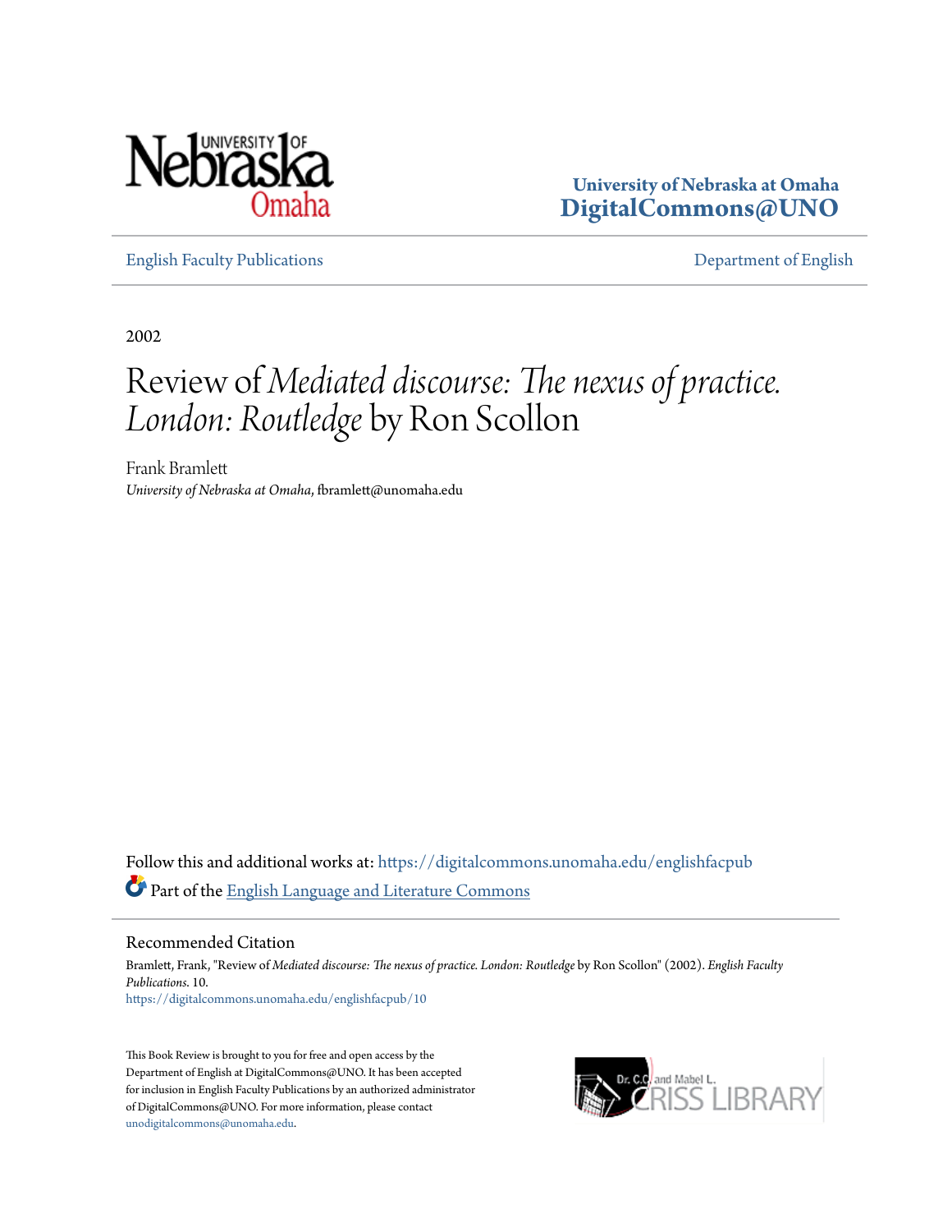University of Nebraska at Omaha
**DigitalCommons@UNO**

English Faculty Publications | Department of English

2002

# Review of *Mediated discourse: The nexus of practice. London: Routledge* by Ron Scollon

Frank Bramlett
*University of Nebraska at Omaha*, fbramlett@unomaha.edu

Follow this and additional works at: https://digitalcommons.unomaha.edu/englishfacpub

Part of the English Language and Literature Commons

## Recommended Citation

Bramlett, Frank, "Review of *Mediated discourse: The nexus of practice. London: Routledge* by Ron Scollon" (2002). *English Faculty Publications*. 10.
https://digitalcommons.unomaha.edu/englishfacpub/10

This Book Review is brought to you for free and open access by the Department of English at DigitalCommons@UNO. It has been accepted for inclusion in English Faculty Publications by an authorized administrator of DigitalCommons@UNO. For more information, please contact unodigitalcommons@unomaha.edu.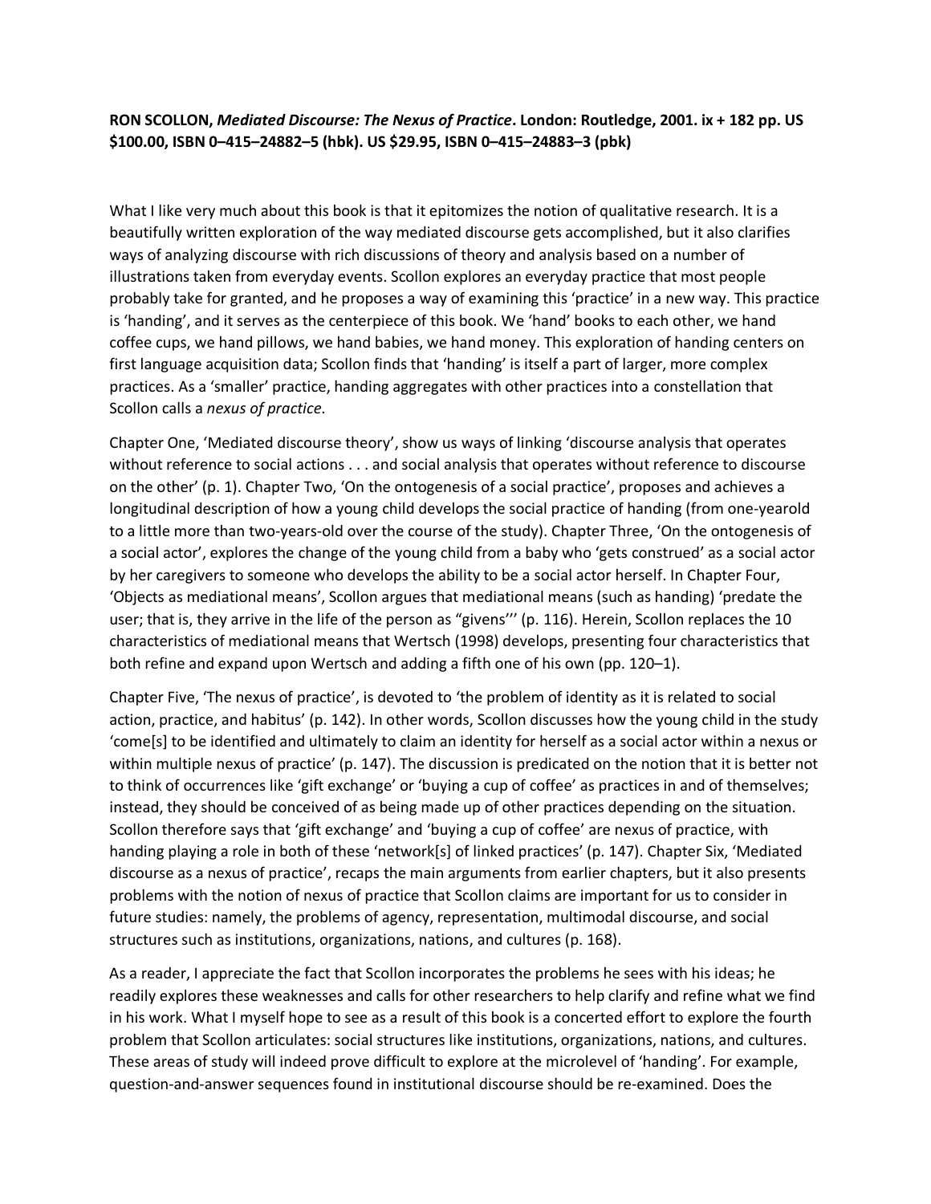**RON SCOLLON, *Mediated Discourse: The Nexus of Practice*. London: Routledge, 2001. ix + 182 pp. US $100.00, ISBN 0–415–24882–5 (hbk). US $29.95, ISBN 0–415–24883–3 (pbk)**

What I like very much about this book is that it epitomizes the notion of qualitative research. It is a beautifully written exploration of the way mediated discourse gets accomplished, but it also clarifies ways of analyzing discourse with rich discussions of theory and analysis based on a number of illustrations taken from everyday events. Scollon explores an everyday practice that most people probably take for granted, and he proposes a way of examining this 'practice' in a new way. This practice is 'handing', and it serves as the centerpiece of this book. We 'hand' books to each other, we hand coffee cups, we hand pillows, we hand babies, we hand money. This exploration of handing centers on first language acquisition data; Scollon finds that 'handing' is itself a part of larger, more complex practices. As a 'smaller' practice, handing aggregates with other practices into a constellation that Scollon calls a *nexus of practice*.

Chapter One, 'Mediated discourse theory', show us ways of linking 'discourse analysis that operates without reference to social actions . . . and social analysis that operates without reference to discourse on the other' (p. 1). Chapter Two, 'On the ontogenesis of a social practice', proposes and achieves a longitudinal description of how a young child develops the social practice of handing (from one-yearold to a little more than two-years-old over the course of the study). Chapter Three, 'On the ontogenesis of a social actor', explores the change of the young child from a baby who 'gets construed' as a social actor by her caregivers to someone who develops the ability to be a social actor herself. In Chapter Four, 'Objects as mediational means', Scollon argues that mediational means (such as handing) 'predate the user; that is, they arrive in the life of the person as "givens"' (p. 116). Herein, Scollon replaces the 10 characteristics of mediational means that Wertsch (1998) develops, presenting four characteristics that both refine and expand upon Wertsch and adding a fifth one of his own (pp. 120–1).

Chapter Five, 'The nexus of practice', is devoted to 'the problem of identity as it is related to social action, practice, and habitus' (p. 142). In other words, Scollon discusses how the young child in the study 'come[s] to be identified and ultimately to claim an identity for herself as a social actor within a nexus or within multiple nexus of practice' (p. 147). The discussion is predicated on the notion that it is better not to think of occurrences like 'gift exchange' or 'buying a cup of coffee' as practices in and of themselves; instead, they should be conceived of as being made up of other practices depending on the situation. Scollon therefore says that 'gift exchange' and 'buying a cup of coffee' are nexus of practice, with handing playing a role in both of these 'network[s] of linked practices' (p. 147). Chapter Six, 'Mediated discourse as a nexus of practice', recaps the main arguments from earlier chapters, but it also presents problems with the notion of nexus of practice that Scollon claims are important for us to consider in future studies: namely, the problems of agency, representation, multimodal discourse, and social structures such as institutions, organizations, nations, and cultures (p. 168).

As a reader, I appreciate the fact that Scollon incorporates the problems he sees with his ideas; he readily explores these weaknesses and calls for other researchers to help clarify and refine what we find in his work. What I myself hope to see as a result of this book is a concerted effort to explore the fourth problem that Scollon articulates: social structures like institutions, organizations, nations, and cultures. These areas of study will indeed prove difficult to explore at the microlevel of 'handing'. For example, question-and-answer sequences found in institutional discourse should be re-examined. Does the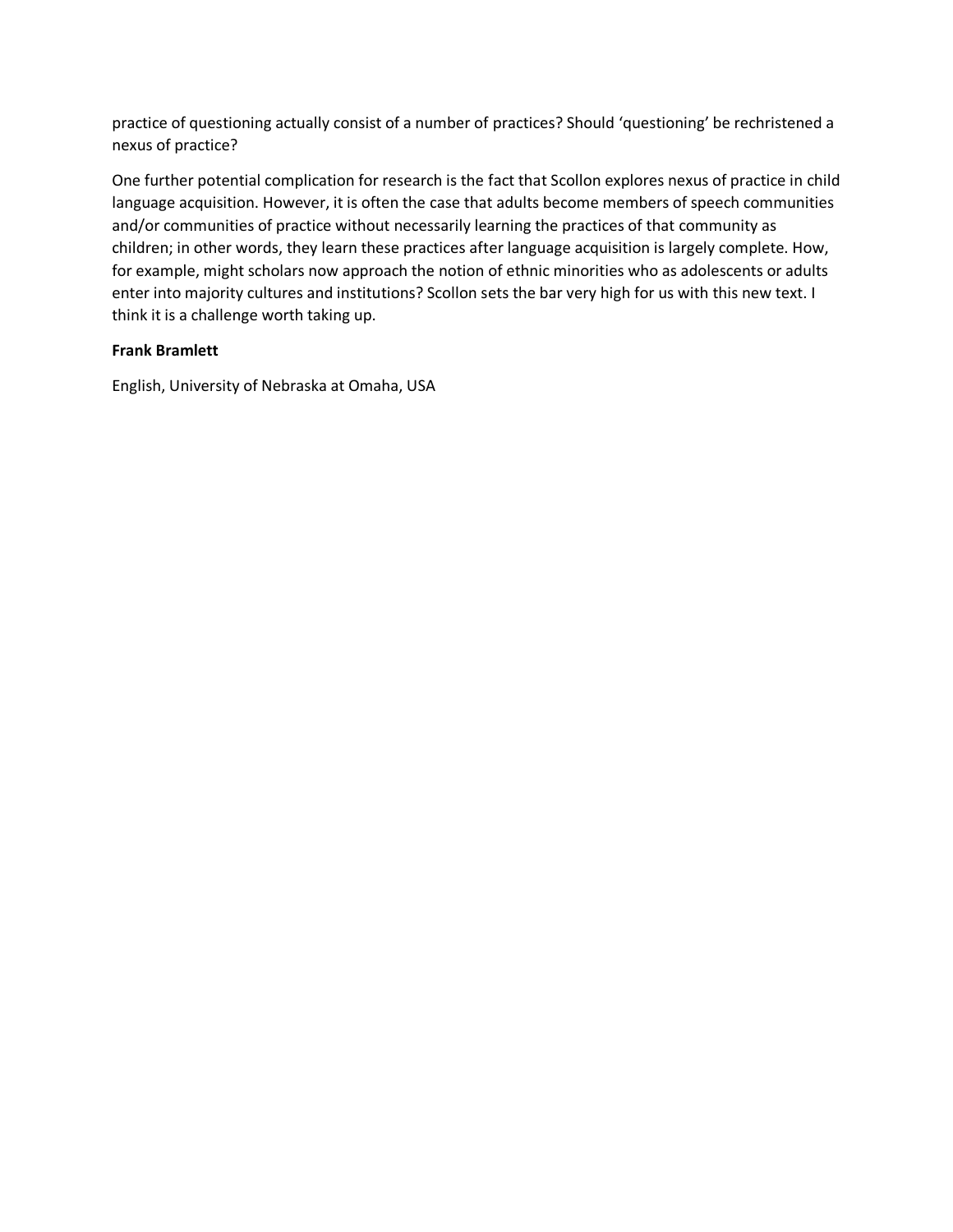practice of questioning actually consist of a number of practices? Should 'questioning' be rechristened a nexus of practice?

One further potential complication for research is the fact that Scollon explores nexus of practice in child language acquisition. However, it is often the case that adults become members of speech communities and/or communities of practice without necessarily learning the practices of that community as children; in other words, they learn these practices after language acquisition is largely complete. How, for example, might scholars now approach the notion of ethnic minorities who as adolescents or adults enter into majority cultures and institutions? Scollon sets the bar very high for us with this new text. I think it is a challenge worth taking up.

**Frank Bramlett**

English, University of Nebraska at Omaha, USA